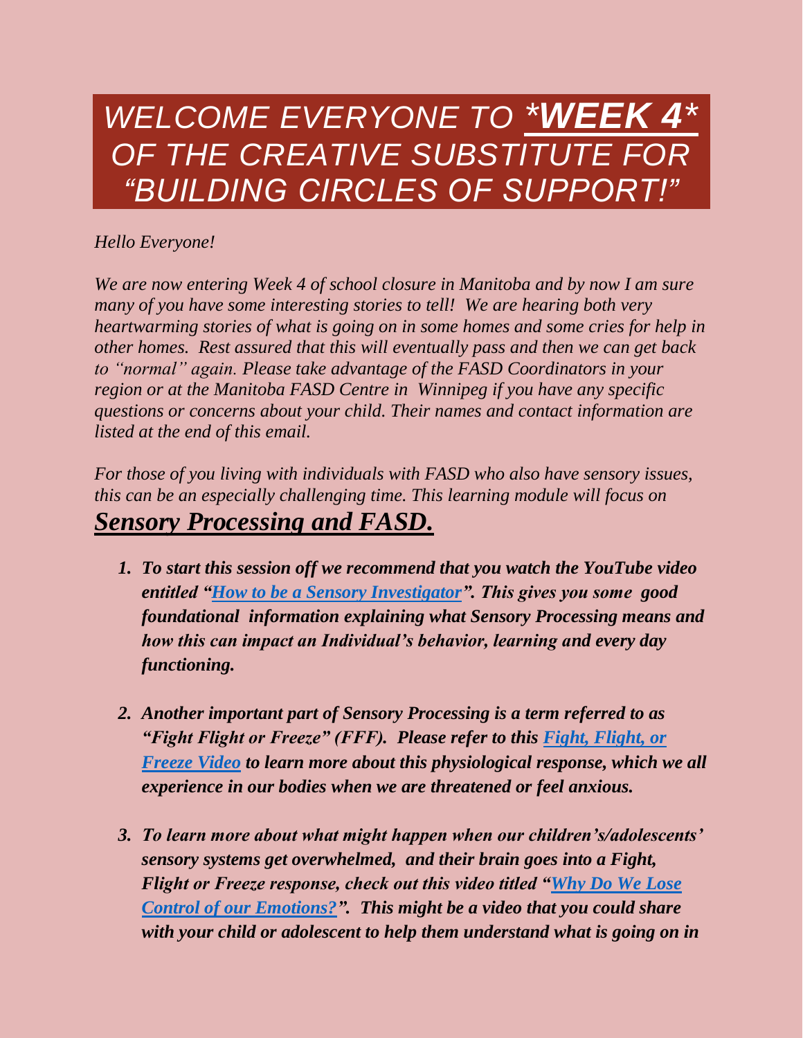# *WELCOME EVERYONE TO *WEEK 4* OF THE CREATIVE SUBSTITUTE FOR "BUILDING CIRCLES OF SUPPORT!"*

*Hello Everyone!*

*We are now entering Week 4 of school closure in Manitoba and by now I am sure many of you have some interesting stories to tell! We are hearing both very heartwarming stories of what is going on in some homes and some cries for help in other homes. Rest assured that this will eventually pass and then we can get back to "normal" again. Please take advantage of the FASD Coordinators in your region or at the Manitoba FASD Centre in Winnipeg if you have any specific questions or concerns about your child. Their names and contact information are listed at the end of this email.*

*For those of you living with individuals with FASD who also have sensory issues, this can be an especially challenging time. This learning module will focus on*

## ***Sensory Processing and FASD.***

1. ***To start this session off we recommend that you watch the YouTube video entitled "How to be a Sensory Investigator". This gives you some good foundational information explaining what Sensory Processing means and how this can impact an Individual's behavior, learning and every day functioning.***

2. ***Another important part of Sensory Processing is a term referred to as "Fight Flight or Freeze" (FFF). Please refer to this Fight, Flight, or Freeze Video to learn more about this physiological response, which we all experience in our bodies when we are threatened or feel anxious.***

3. ***To learn more about what might happen when our children's/adolescents' sensory systems get overwhelmed, and their brain goes into a Fight, Flight or Freeze response, check out this video titled "Why Do We Lose Control of our Emotions?". This might be a video that you could share with your child or adolescent to help them understand what is going on in***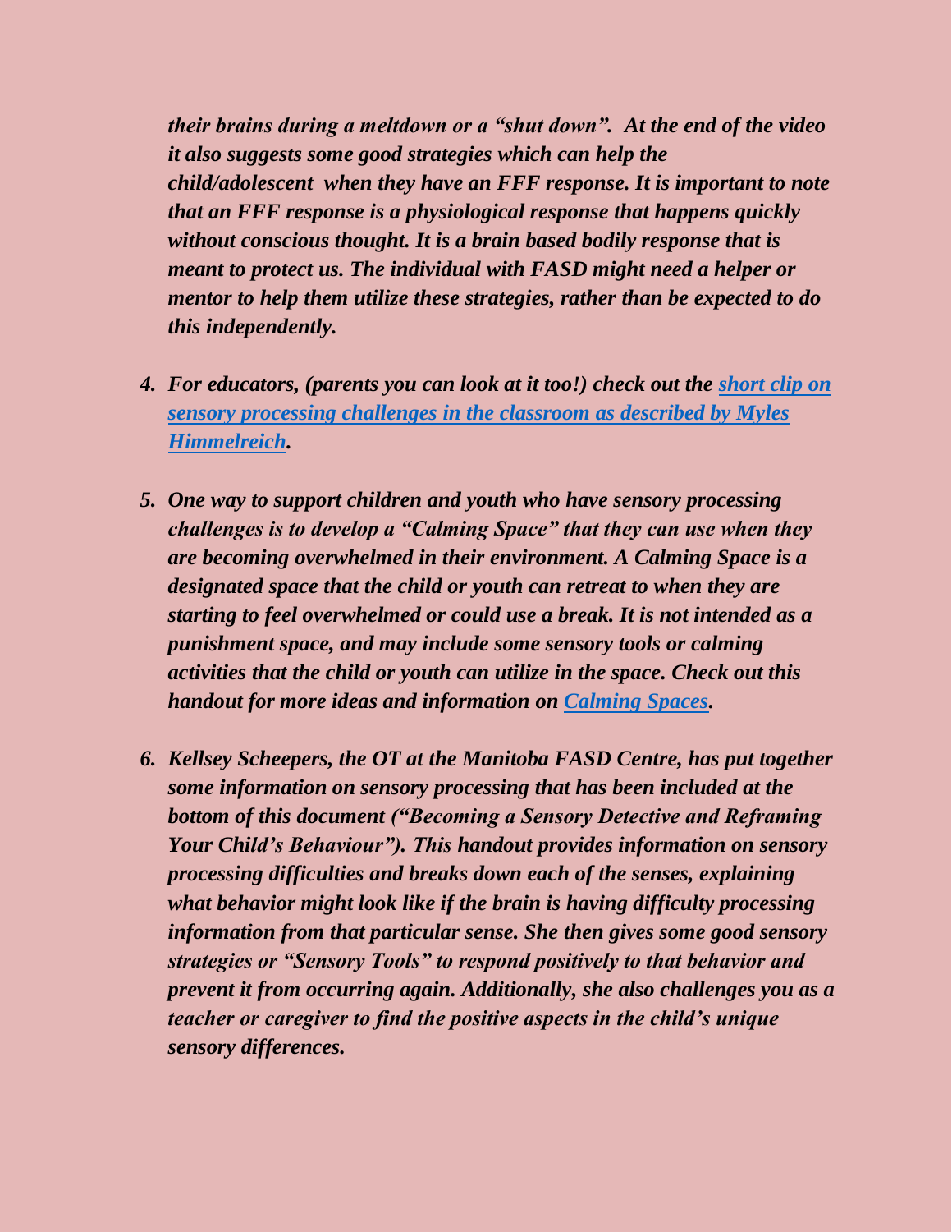*their brains during a meltdown or a “shut down”. At the end of the video it also suggests some good strategies which can help the child/adolescent when they have an FFF response. It is important to note that an FFF response is a physiological response that happens quickly without conscious thought. It is a brain based bodily response that is meant to protect us. The individual with FASD might need a helper or mentor to help them utilize these strategies, rather than be expected to do this independently.*

4. ***For educators, (parents you can look at it too!) check out the short clip on sensory processing challenges in the classroom as described by Myles Himmelreich.***

5. ***One way to support children and youth who have sensory processing challenges is to develop a “Calming Space” that they can use when they are becoming overwhelmed in their environment. A Calming Space is a designated space that the child or youth can retreat to when they are starting to feel overwhelmed or could use a break. It is not intended as a punishment space, and may include some sensory tools or calming activities that the child or youth can utilize in the space. Check out this handout for more ideas and information on Calming Spaces.***

6. ***Kellsey Scheepers, the OT at the Manitoba FASD Centre, has put together some information on sensory processing that has been included at the bottom of this document (“Becoming a Sensory Detective and Reframing Your Child’s Behaviour”). This handout provides information on sensory processing difficulties and breaks down each of the senses, explaining what behavior might look like if the brain is having difficulty processing information from that particular sense. She then gives some good sensory strategies or “Sensory Tools” to respond positively to that behavior and prevent it from occurring again. Additionally, she also challenges you as a teacher or caregiver to find the positive aspects in the child’s unique sensory differences.***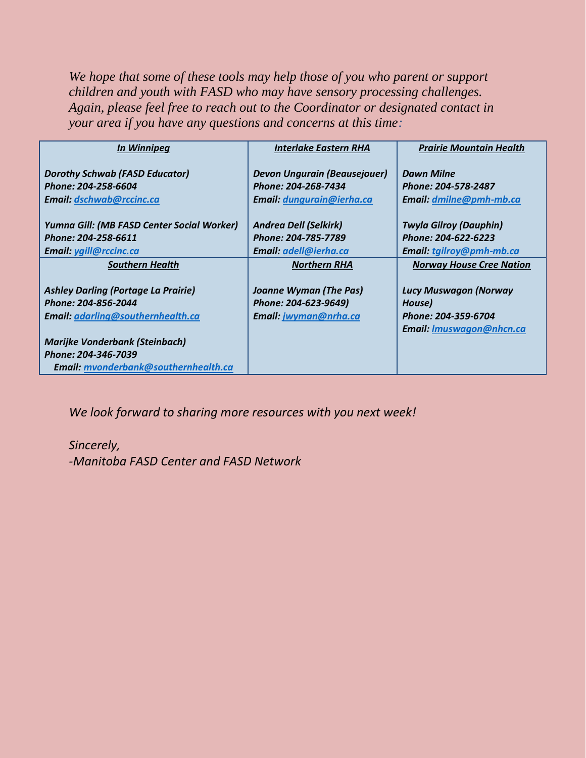*We hope that some of these tools may help those of you who parent or support children and youth with FASD who may have sensory processing challenges. Again, please feel free to reach out to the Coordinator or designated contact in your area if you have any questions and concerns at this time:*

| ***In Winnipeg*** | ***Interlake Eastern RHA*** | ***Prairie Mountain Health*** |
|---|---|---|
| ***Dorothy Schwab (FASD Educator)***<br>***Phone: 204-258-6604***<br>***Email: dschwab@rccinc.ca***<br><br>***Yumna Gill: (MB FASD Center Social Worker)***<br>***Phone: 204-258-6611***<br>***Email: ygill@rccinc.ca*** | ***Devon Ungurain (Beausejouer)***<br>***Phone: 204-268-7434***<br>***Email: dungurain@ierha.ca***<br><br>***Andrea Dell (Selkirk)***<br>***Phone: 204-785-7789***<br>***Email: adell@ierha.ca*** | ***Dawn Milne***<br>***Phone: 204-578-2487***<br>***Email: dmilne@pmh-mb.ca***<br><br>***Twyla Gilroy (Dauphin)***<br>***Phone: 204-622-6223***<br>***Email: tgilroy@pmh-mb.ca*** |
| ***Southern Health*** | ***Northern RHA*** | ***Norway House Cree Nation*** |
| ***Ashley Darling (Portage La Prairie)***<br>***Phone: 204-856-2044***<br>***Email: adarling@southernhealth.ca***<br><br>***Marijke Vonderbank (Steinbach)***<br>***Phone: 204-346-7039***<br>***Email: mvonderbank@southernhealth.ca*** | ***Joanne Wyman (The Pas)***<br>***Phone: 204-623-9649)***<br>***Email: jwyman@nrha.ca*** | ***Lucy Muswagon (Norway House)***<br>***Phone: 204-359-6704***<br>***Email: lmuswagon@nhcn.ca*** |

*We look forward to sharing more resources with you next week!*

*Sincerely,*
*-Manitoba FASD Center and FASD Network*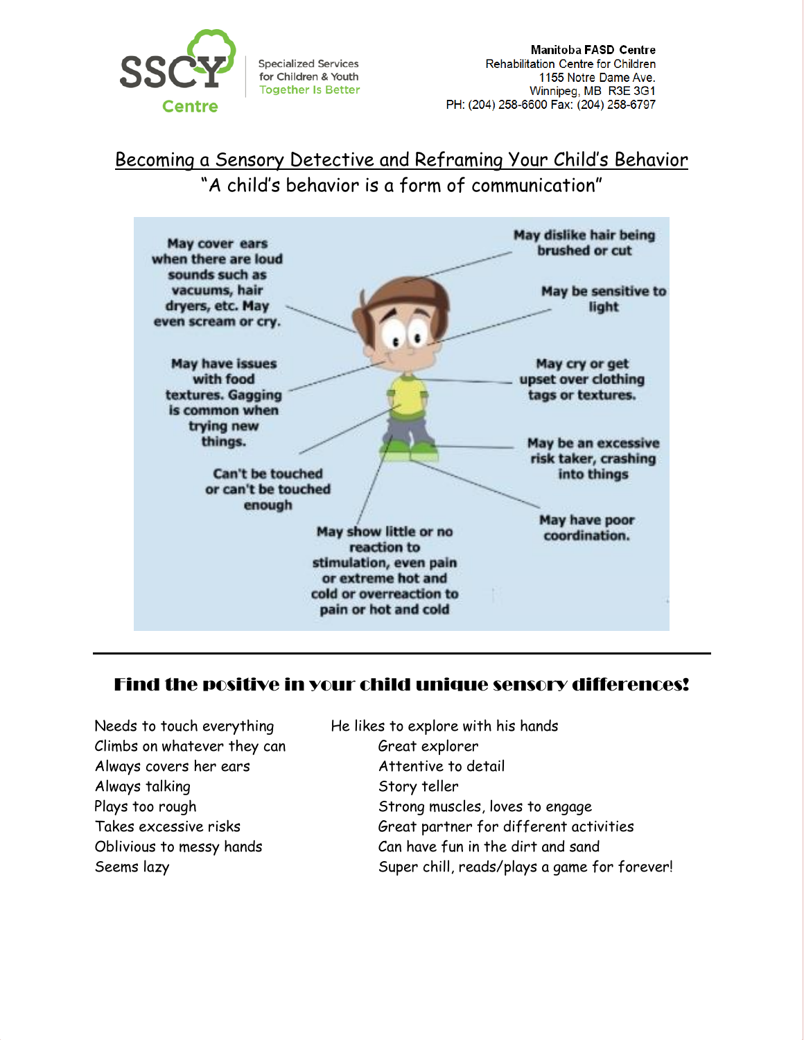Manitoba FASD Centre
Rehabilitation Centre for Children
1155 Notre Dame Ave.
Winnipeg, MB R3E 3G1
PH: (204) 258-6600 Fax: (204) 258-6797

# Becoming a Sensory Detective and Reframing Your Child's Behavior

"A child's behavior is a form of communication"

- May cover ears when there are loud sounds such as vacuums, hair dryers, etc. May even scream or cry.
- May have issues with food textures. Gagging is common when trying new things.
- Can't be touched or can't be touched enough
- May show little or no reaction to stimulation, even pain or extreme hot and cold or overreaction to pain or hot and cold
- May dislike hair being brushed or cut
- May be sensitive to light
- May cry or get upset over clothing tags or textures.
- May be an excessive risk taker, crashing into things
- May have poor coordination.

## Find the positive in your child unique sensory differences!

| | |
|---|---|
| Needs to touch everything | He likes to explore with his hands |
| Climbs on whatever they can | Great explorer |
| Always covers her ears | Attentive to detail |
| Always talking | Story teller |
| Plays too rough | Strong muscles, loves to engage |
| Takes excessive risks | Great partner for different activities |
| Oblivious to messy hands | Can have fun in the dirt and sand |
| Seems lazy | Super chill, reads/plays a game for forever! |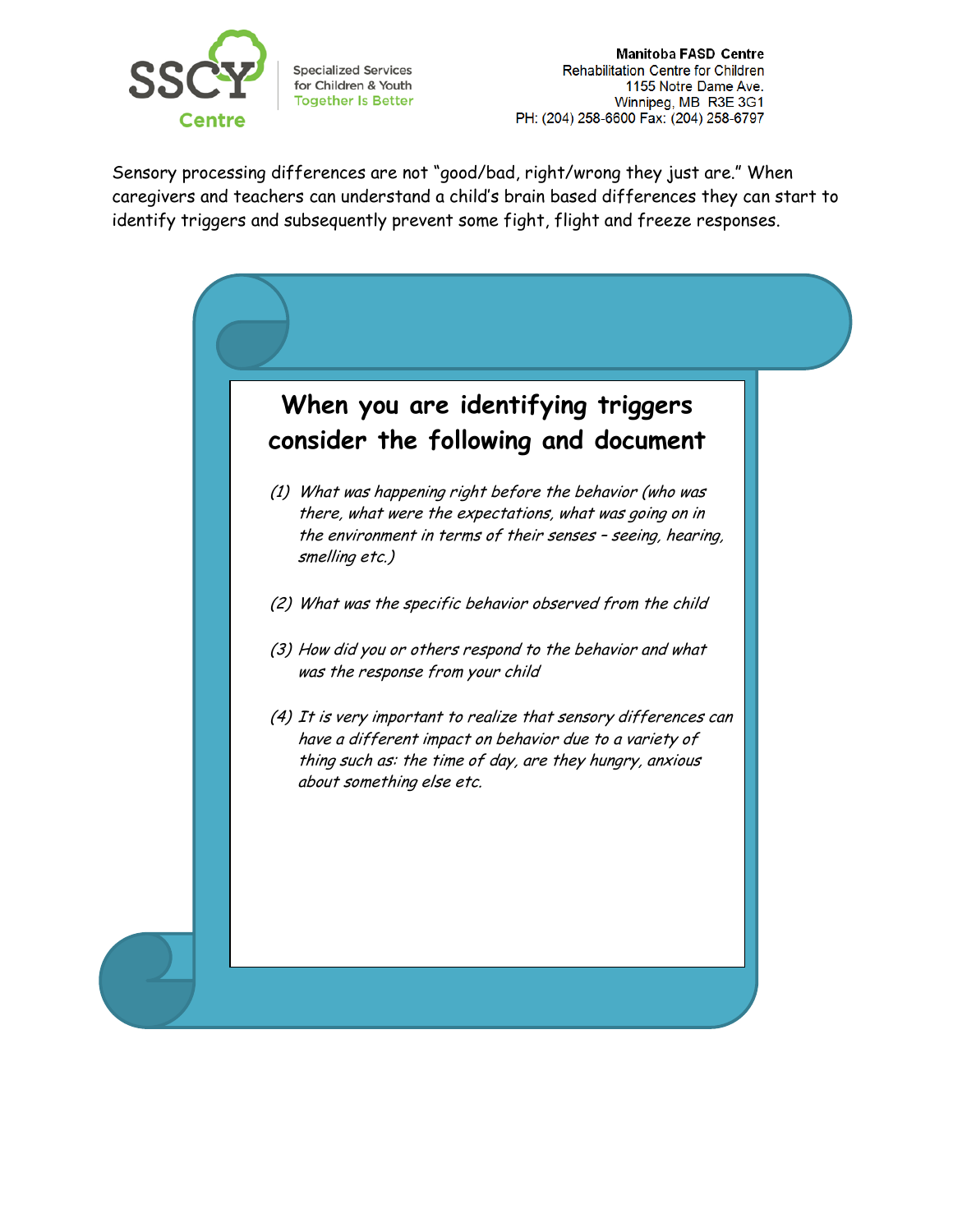Sensory processing differences are not "good/bad, right/wrong they just are." When caregivers and teachers can understand a child's brain based differences they can start to identify triggers and subsequently prevent some fight, flight and freeze responses.

## When you are identifying triggers consider the following and document

*(1) What was happening right before the behavior (who was there, what were the expectations, what was going on in the environment in terms of their senses – seeing, hearing, smelling etc.)*

*(2) What was the specific behavior observed from the child*

*(3) How did you or others respond to the behavior and what was the response from your child*

*(4) It is very important to realize that sensory differences can have a different impact on behavior due to a variety of thing such as: the time of day, are they hungry, anxious about something else etc.*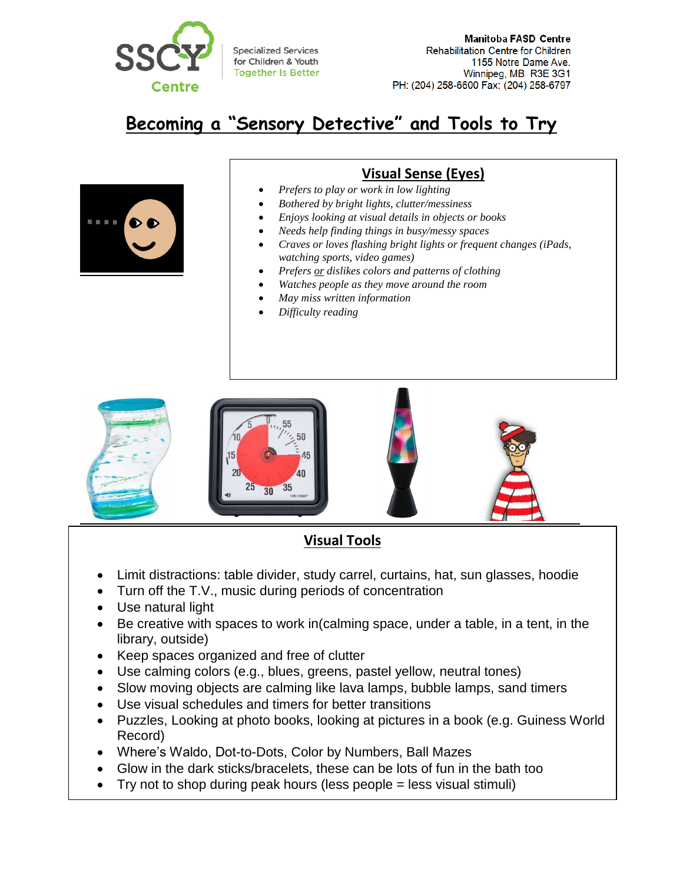Manitoba **FASD** Centre
Rehabilitation Centre for Children
1155 Notre Dame Ave.
Winnipeg, MB R3E 3G1
PH: (204) 258-6600 Fax: (204) 258-6797

# Becoming a "Sensory Detective" and Tools to Try

## Visual Sense (Eyes)

- *Prefers to play or work in low lighting*
- *Bothered by bright lights, clutter/messiness*
- *Enjoys looking at visual details in objects or books*
- *Needs help finding things in busy/messy spaces*
- *Craves or loves flashing bright lights or frequent changes (iPads, watching sports, video games)*
- *Prefers <u>or</u> dislikes colors and patterns of clothing*
- *Watches people as they move around the room*
- *May miss written information*
- *Difficulty reading*

## Visual Tools

- Limit distractions: table divider, study carrel, curtains, hat, sun glasses, hoodie
- Turn off the T.V., music during periods of concentration
- Use natural light
- Be creative with spaces to work in(calming space, under a table, in a tent, in the library, outside)
- Keep spaces organized and free of clutter
- Use calming colors (e.g., blues, greens, pastel yellow, neutral tones)
- Slow moving objects are calming like lava lamps, bubble lamps, sand timers
- Use visual schedules and timers for better transitions
- Puzzles, Looking at photo books, looking at pictures in a book (e.g. Guiness World Record)
- Where's Waldo, Dot-to-Dots, Color by Numbers, Ball Mazes
- Glow in the dark sticks/bracelets, these can be lots of fun in the bath too
- Try not to shop during peak hours (less people = less visual stimuli)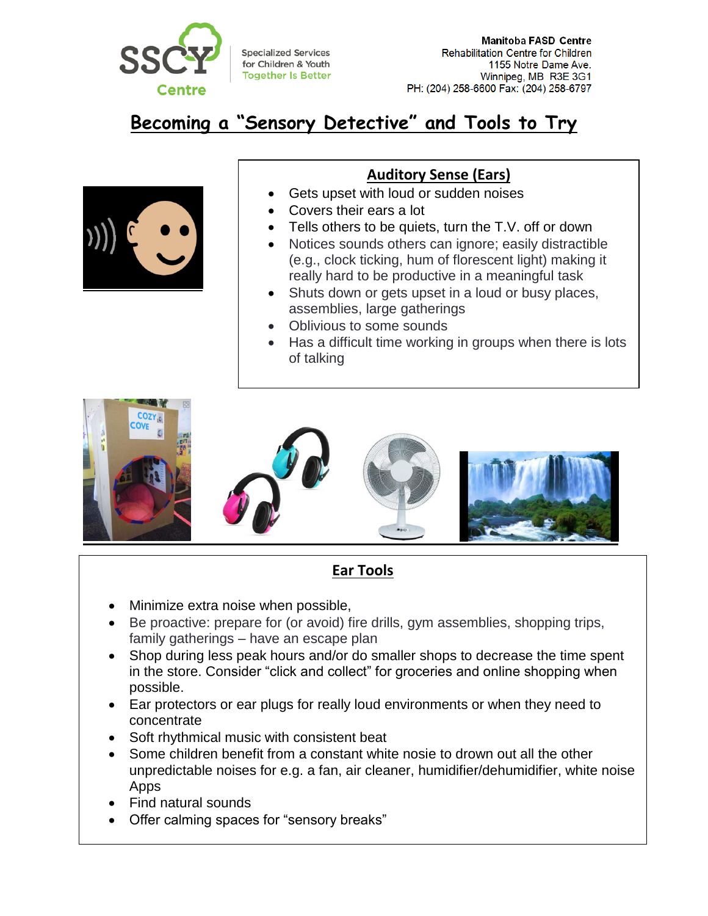Specialized Services for Children & Youth
Together Is Better

**Manitoba FASD Centre**
Rehabilitation Centre for Children
1155 Notre Dame Ave.
Winnipeg, MB R3E 3G1
PH: (204) 258-6600 Fax: (204) 258-6797

# Becoming a "Sensory Detective" and Tools to Try

## Auditory Sense (Ears)

- Gets upset with loud or sudden noises
- Covers their ears a lot
- Tells others to be quiets, turn the T.V. off or down
- Notices sounds others can ignore; easily distractible (e.g., clock ticking, hum of florescent light) making it really hard to be productive in a meaningful task
- Shuts down or gets upset in a loud or busy places, assemblies, large gatherings
- Oblivious to some sounds
- Has a difficult time working in groups when there is lots of talking

## Ear Tools

- Minimize extra noise when possible,
- Be proactive: prepare for (or avoid) fire drills, gym assemblies, shopping trips, family gatherings – have an escape plan
- Shop during less peak hours and/or do smaller shops to decrease the time spent in the store. Consider "click and collect" for groceries and online shopping when possible.
- Ear protectors or ear plugs for really loud environments or when they need to concentrate
- Soft rhythmical music with consistent beat
- Some children benefit from a constant white nosie to drown out all the other unpredictable noises for e.g. a fan, air cleaner, humidifier/dehumidifier, white noise Apps
- Find natural sounds
- Offer calming spaces for "sensory breaks"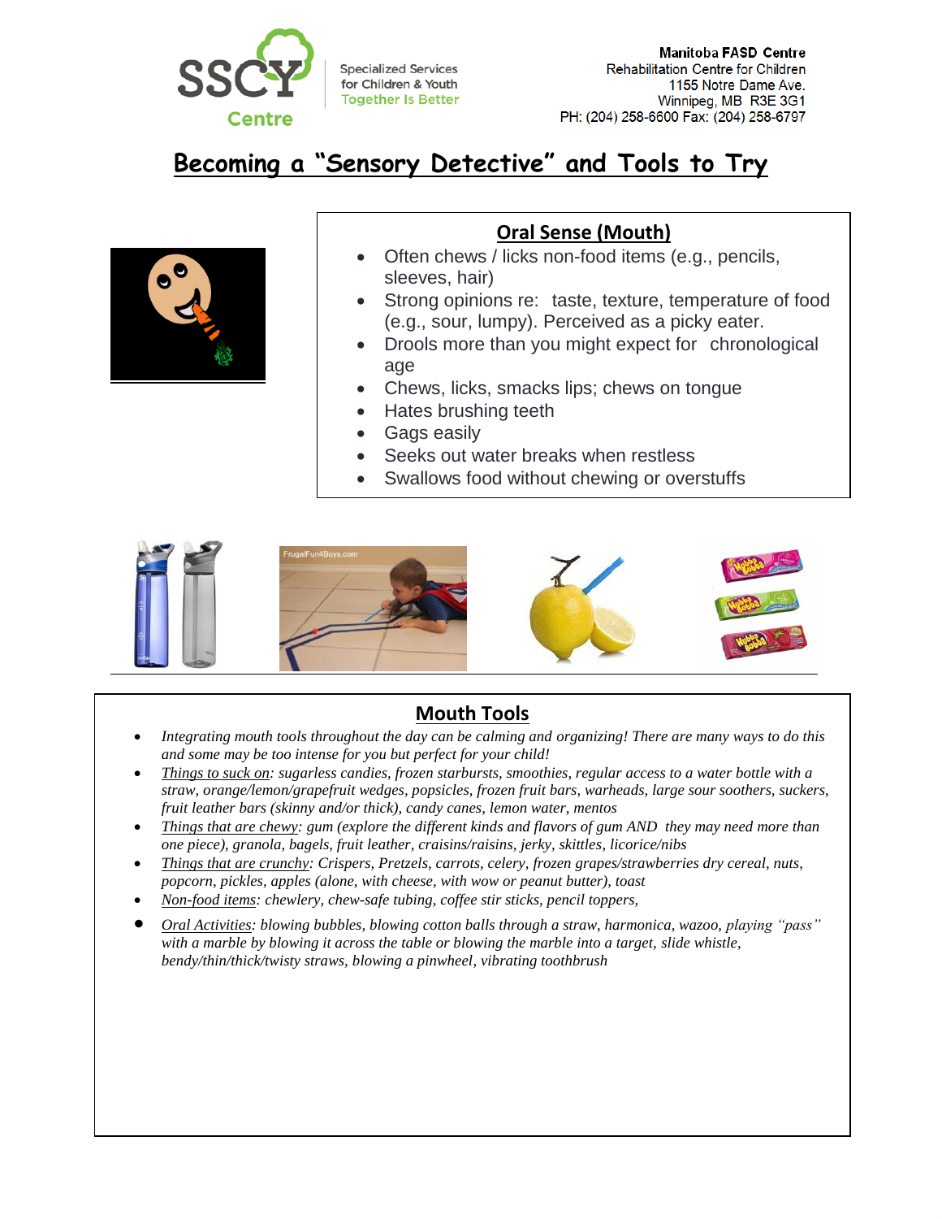Specialized Services for Children & Youth
Together Is Better

**Manitoba FASD Centre**
Rehabilitation Centre for Children
1155 Notre Dame Ave.
Winnipeg, MB R3E 3G1
PH: (204) 258-6600 Fax: (204) 258-6797

# Becoming a "Sensory Detective" and Tools to Try

## Oral Sense (Mouth)

- Often chews / licks non-food items (e.g., pencils, sleeves, hair)
- Strong opinions re: taste, texture, temperature of food (e.g., sour, lumpy). Perceived as a picky eater.
- Drools more than you might expect for chronological age
- Chews, licks, smacks lips; chews on tongue
- Hates brushing teeth
- Gags easily
- Seeks out water breaks when restless
- Swallows food without chewing or overstuffs

## Mouth Tools

- *Integrating mouth tools throughout the day can be calming and organizing! There are many ways to do this and some may be too intense for you but perfect for your child!*
- *<u>Things to suck on</u>: sugarless candies, frozen starbursts, smoothies, regular access to a water bottle with a straw, orange/lemon/grapefruit wedges, popsicles, frozen fruit bars, warheads, large sour soothers, suckers, fruit leather bars (skinny and/or thick), candy canes, lemon water, mentos*
- *<u>Things that are chewy</u>: gum (explore the different kinds and flavors of gum AND they may need more than one piece), granola, bagels, fruit leather, craisins/raisins, jerky, skittles, licorice/nibs*
- *<u>Things that are crunchy</u>: Crispers, Pretzels, carrots, celery, frozen grapes/strawberries dry cereal, nuts, popcorn, pickles, apples (alone, with cheese, with wow or peanut butter), toast*
- *<u>Non-food items</u>: chewlery, chew-safe tubing, coffee stir sticks, pencil toppers,*
- *<u>Oral Activities</u>: blowing bubbles, blowing cotton balls through a straw, harmonica, wazoo, playing "pass" with a marble by blowing it across the table or blowing the marble into a target, slide whistle, bendy/thin/thick/twisty straws, blowing a pinwheel, vibrating toothbrush*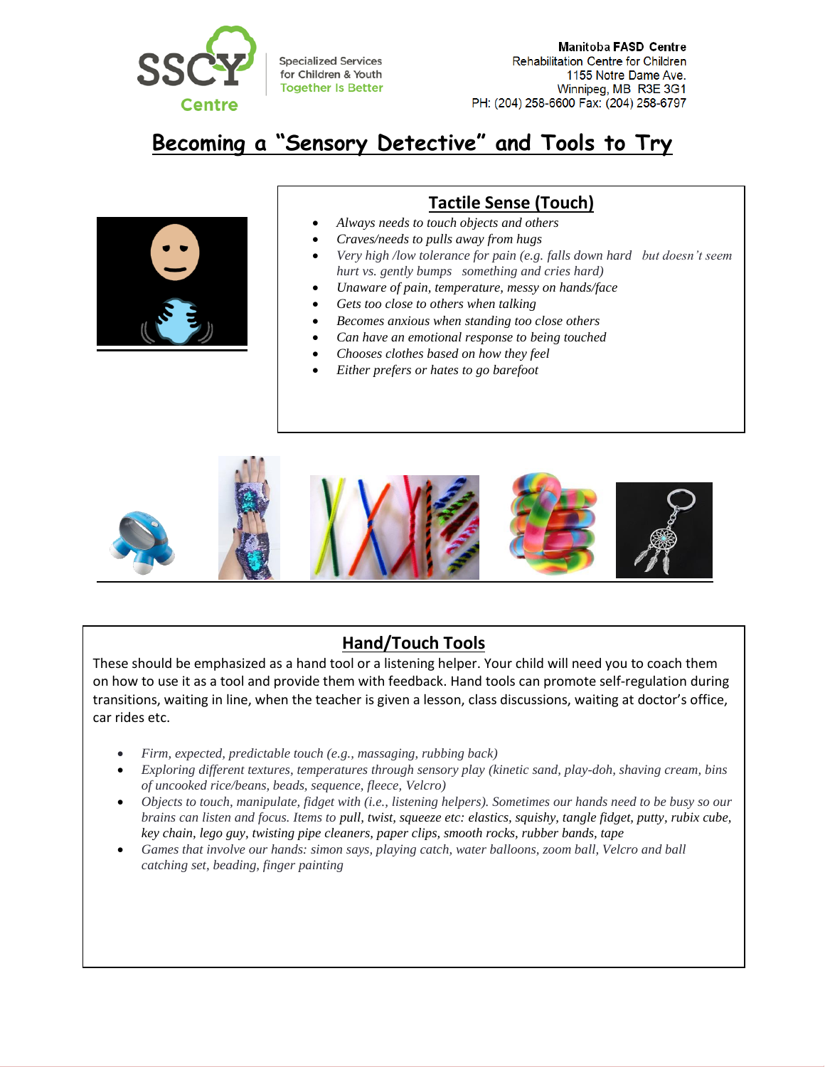SSCY Centre
Specialized Services for Children & Youth
Together Is Better

**Manitoba FASD Centre**
Rehabilitation Centre for Children
1155 Notre Dame Ave.
Winnipeg, MB R3E 3G1
PH: (204) 258-6600 Fax: (204) 258-6797

# Becoming a "Sensory Detective" and Tools to Try

## Tactile Sense (Touch)

- *Always needs to touch objects and others*
- *Craves/needs to pulls away from hugs*
- *Very high /low tolerance for pain (e.g. falls down hard but doesn't seem hurt vs. gently bumps something and cries hard)*
- *Unaware of pain, temperature, messy on hands/face*
- *Gets too close to others when talking*
- *Becomes anxious when standing too close others*
- *Can have an emotional response to being touched*
- *Chooses clothes based on how they feel*
- *Either prefers or hates to go barefoot*

## Hand/Touch Tools

These should be emphasized as a hand tool or a listening helper. Your child will need you to coach them on how to use it as a tool and provide them with feedback. Hand tools can promote self-regulation during transitions, waiting in line, when the teacher is given a lesson, class discussions, waiting at doctor's office, car rides etc.

- *Firm, expected, predictable touch (e.g., massaging, rubbing back)*
- *Exploring different textures, temperatures through sensory play (kinetic sand, play-doh, shaving cream, bins of uncooked rice/beans, beads, sequence, fleece, Velcro)*
- *Objects to touch, manipulate, fidget with (i.e., listening helpers). Sometimes our hands need to be busy so our brains can listen and focus. Items to pull, twist, squeeze etc: elastics, squishy, tangle fidget, putty, rubix cube, key chain, lego guy, twisting pipe cleaners, paper clips, smooth rocks, rubber bands, tape*
- *Games that involve our hands: simon says, playing catch, water balloons, zoom ball, Velcro and ball catching set, beading, finger painting*